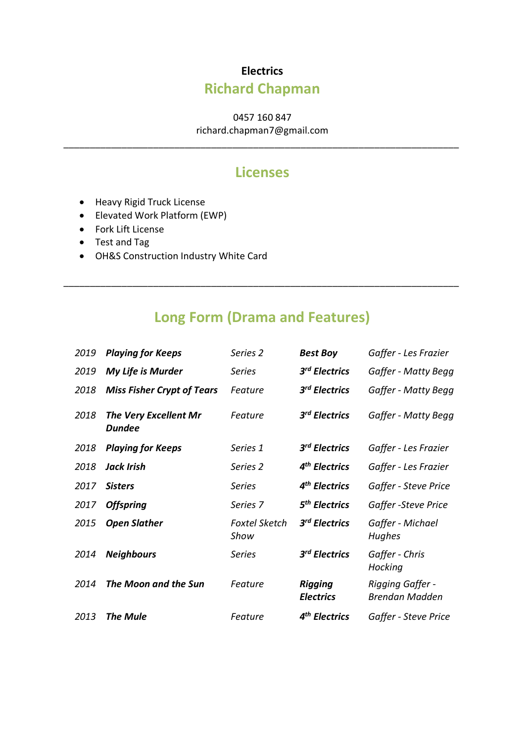**Electrics**

# Richard Chapman

0457 160 847
richard.chapman7@gmail.com

---

## Licenses

- Heavy Rigid Truck License
- Elevated Work Platform (EWP)
- Fork Lift License
- Test and Tag
- OH&S Construction Industry White Card

---

## Long Form (Drama and Features)

| | | | | |
|---|---|---|---|---|
| *2019* | ***Playing for Keeps*** | *Series 2* | ***Best Boy*** | *Gaffer - Les Frazier* |
| *2019* | ***My Life is Murder*** | *Series* | ***3rd Electrics*** | *Gaffer - Matty Begg* |
| *2018* | ***Miss Fisher Crypt of Tears*** | *Feature* | ***3rd Electrics*** | *Gaffer - Matty Begg* |
| *2018* | ***The Very Excellent Mr Dundee*** | *Feature* | ***3rd Electrics*** | *Gaffer - Matty Begg* |
| *2018* | ***Playing for Keeps*** | *Series 1* | ***3rd Electrics*** | *Gaffer - Les Frazier* |
| *2018* | ***Jack Irish*** | *Series 2* | ***4th Electrics*** | *Gaffer - Les Frazier* |
| *2017* | ***Sisters*** | *Series* | ***4th Electrics*** | *Gaffer - Steve Price* |
| *2017* | ***Offspring*** | *Series 7* | ***5th Electrics*** | *Gaffer -Steve Price* |
| *2015* | ***Open Slather*** | *Foxtel Sketch Show* | ***3rd Electrics*** | *Gaffer - Michael Hughes* |
| *2014* | ***Neighbours*** | *Series* | ***3rd Electrics*** | *Gaffer - Chris Hocking* |
| *2014* | ***The Moon and the Sun*** | *Feature* | ***Rigging Electrics*** | *Rigging Gaffer - Brendan Madden* |
| *2013* | ***The Mule*** | *Feature* | ***4th Electrics*** | *Gaffer - Steve Price* |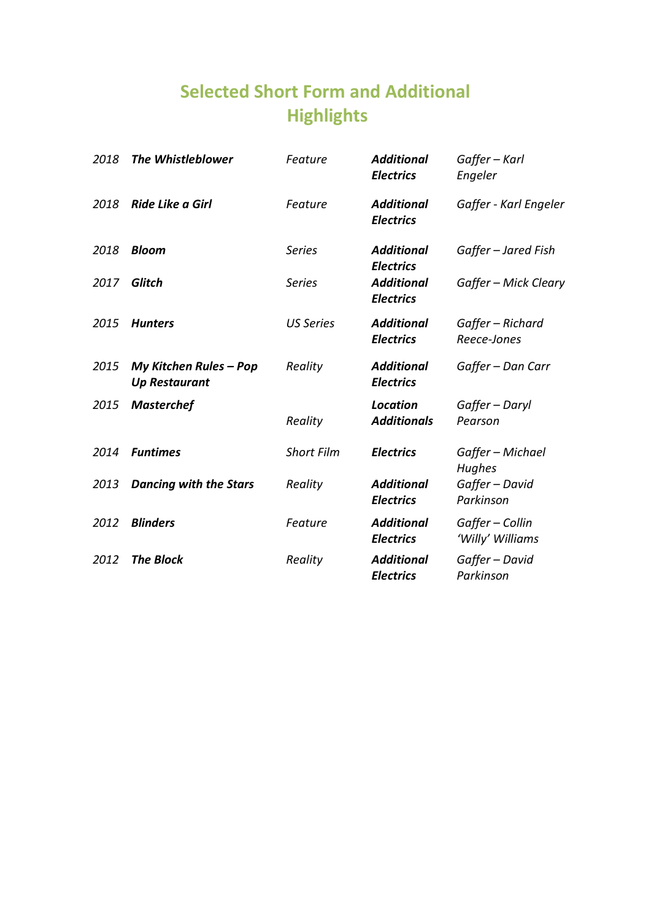## Selected Short Form and Additional Highlights

| | | | | |
|---|---|---|---|---|
| *2018* | ***The Whistleblower*** | *Feature* | ***Additional Electrics*** | *Gaffer – Karl Engeler* |
| *2018* | ***Ride Like a Girl*** | *Feature* | ***Additional Electrics*** | *Gaffer - Karl Engeler* |
| *2018* | ***Bloom*** | *Series* | ***Additional Electrics*** | *Gaffer – Jared Fish* |
| *2017* | ***Glitch*** | *Series* | ***Additional Electrics*** | *Gaffer – Mick Cleary* |
| *2015* | ***Hunters*** | *US Series* | ***Additional Electrics*** | *Gaffer – Richard Reece-Jones* |
| *2015* | ***My Kitchen Rules – Pop Up Restaurant*** | *Reality* | ***Additional Electrics*** | *Gaffer – Dan Carr* |
| *2015* | ***Masterchef*** | *Reality* | ***Location Additionals*** | *Gaffer – Daryl Pearson* |
| *2014* | ***Funtimes*** | *Short Film* | ***Electrics*** | *Gaffer – Michael Hughes* |
| *2013* | ***Dancing with the Stars*** | *Reality* | ***Additional Electrics*** | *Gaffer – David Parkinson* |
| *2012* | ***Blinders*** | *Feature* | ***Additional Electrics*** | *Gaffer – Collin 'Willy' Williams* |
| *2012* | ***The Block*** | *Reality* | ***Additional Electrics*** | *Gaffer – David Parkinson* |